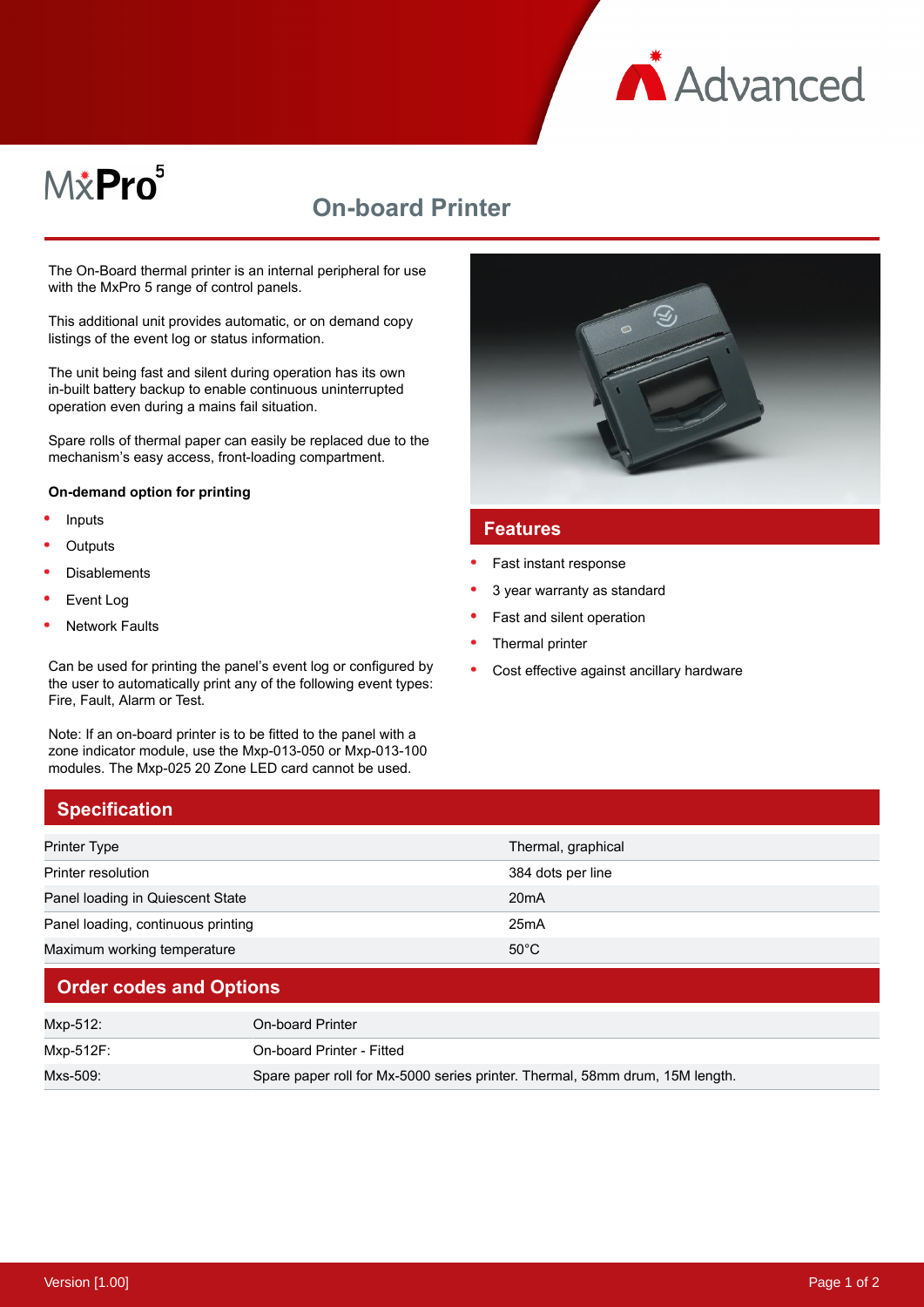MxPro 5

# On-board Printer

The On-Board thermal printer is an internal peripheral for use with the MxPro 5 range of control panels.

This additional unit provides automatic, or on demand copy listings of the event log or status information.

The unit being fast and silent during operation has its own in-built battery backup to enable continuous uninterrupted operation even during a mains fail situation.

Spare rolls of thermal paper can easily be replaced due to the mechanism's easy access, front-loading compartment.

**On-demand option for printing**

- Inputs
- Outputs
- Disablements
- Event Log
- Network Faults

Can be used for printing the panel's event log or configured by the user to automatically print any of the following event types: Fire, Fault, Alarm or Test.

Note: If an on-board printer is to be fitted to the panel with a zone indicator module, use the Mxp-013-050 or Mxp-013-100 modules. The Mxp-025 20 Zone LED card cannot be used.

## Features

- Fast instant response
- 3 year warranty as standard
- Fast and silent operation
- Thermal printer
- Cost effective against ancillary hardware

## Specification

| | |
|---|---|
| Printer Type | Thermal, graphical |
| Printer resolution | 384 dots per line |
| Panel loading in Quiescent State | 20mA |
| Panel loading, continuous printing | 25mA |
| Maximum working temperature | 50°C |

## Order codes and Options

| | |
|---|---|
| Mxp-512: | On-board Printer |
| Mxp-512F: | On-board Printer - Fitted |
| Mxs-509: | Spare paper roll for Mx-5000 series printer. Thermal, 58mm drum, 15M length. |

Version [1.00]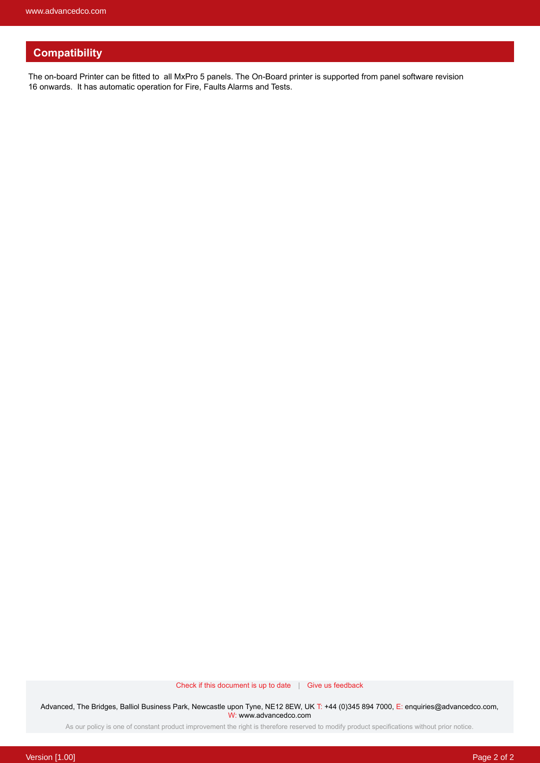## Compatibility

The on-board Printer can be fitted to all MxPro 5 panels. The On-Board printer is supported from panel software revision 16 onwards. It has automatic operation for Fire, Faults Alarms and Tests.

Check if this document is up to date | Give us feedback

Advanced, The Bridges, Balliol Business Park, Newcastle upon Tyne, NE12 8EW, UK T: +44 (0)345 894 7000, E: enquiries@advancedco.com, W: www.advancedco.com

As our policy is one of constant product improvement the right is therefore reserved to modify product specifications without prior notice.

Version [1.00]